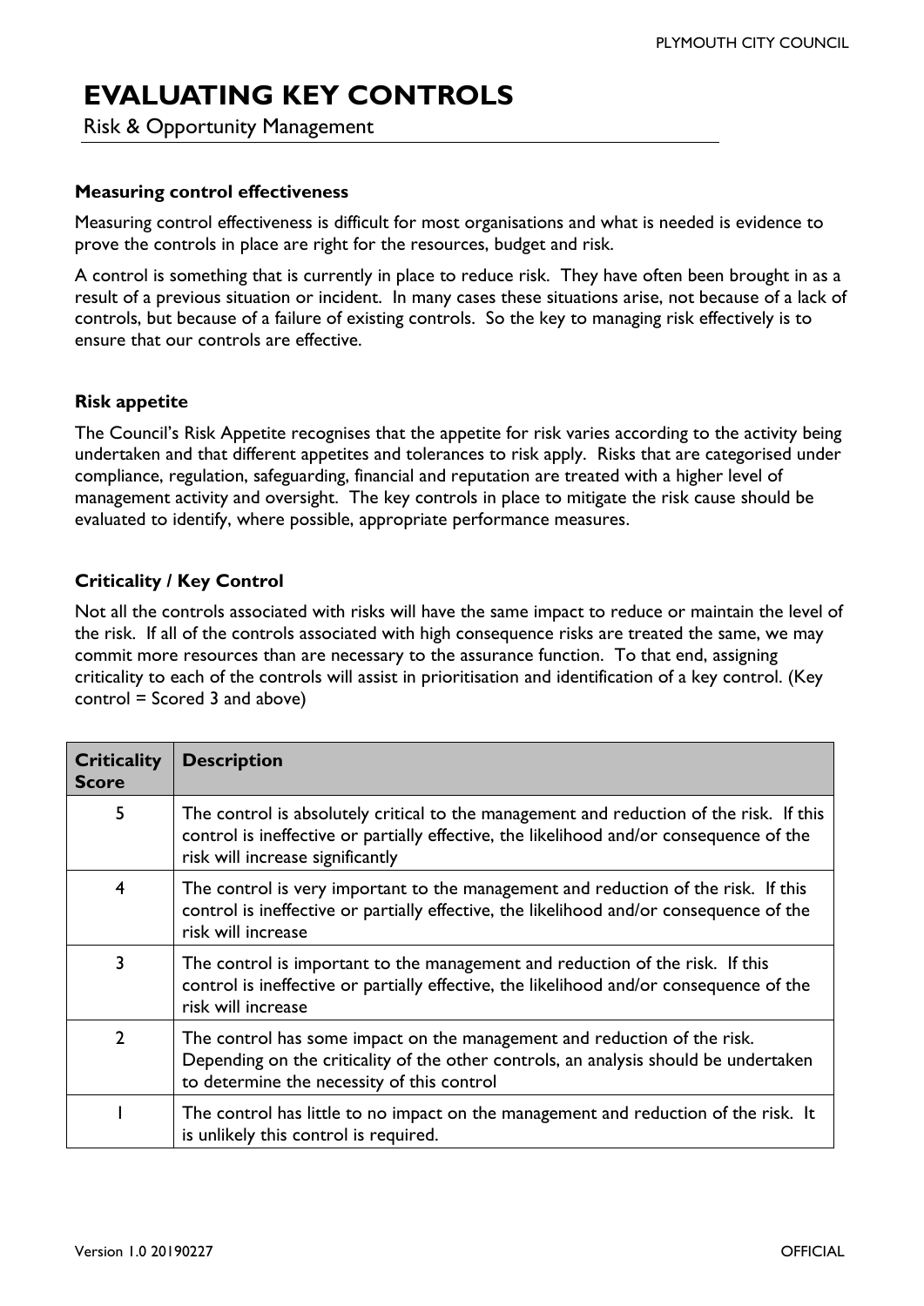# EVALUATING KEY CONTROLS

Risk & Opportunity Management

### Measuring control effectiveness

Measuring control effectiveness is difficult for most organisations and what is needed is evidence to prove the controls in place are right for the resources, budget and risk.

A control is something that is currently in place to reduce risk. They have often been brought in as a result of a previous situation or incident. In many cases these situations arise, not because of a lack of controls, but because of a failure of existing controls. So the key to managing risk effectively is to ensure that our controls are effective.

### Risk appetite

The Council's Risk Appetite recognises that the appetite for risk varies according to the activity being undertaken and that different appetites and tolerances to risk apply. Risks that are categorised under compliance, regulation, safeguarding, financial and reputation are treated with a higher level of management activity and oversight. The key controls in place to mitigate the risk cause should be evaluated to identify, where possible, appropriate performance measures.

### Criticality / Key Control

Not all the controls associated with risks will have the same impact to reduce or maintain the level of the risk. If all of the controls associated with high consequence risks are treated the same, we may commit more resources than are necessary to the assurance function. To that end, assigning criticality to each of the controls will assist in prioritisation and identification of a key control. (Key control = Scored 3 and above)

| Criticality Score | Description |
|---|---|
| 5 | The control is absolutely critical to the management and reduction of the risk. If this control is ineffective or partially effective, the likelihood and/or consequence of the risk will increase significantly |
| 4 | The control is very important to the management and reduction of the risk. If this control is ineffective or partially effective, the likelihood and/or consequence of the risk will increase |
| 3 | The control is important to the management and reduction of the risk. If this control is ineffective or partially effective, the likelihood and/or consequence of the risk will increase |
| 2 | The control has some impact on the management and reduction of the risk. Depending on the criticality of the other controls, an analysis should be undertaken to determine the necessity of this control |
| 1 | The control has little to no impact on the management and reduction of the risk. It is unlikely this control is required. |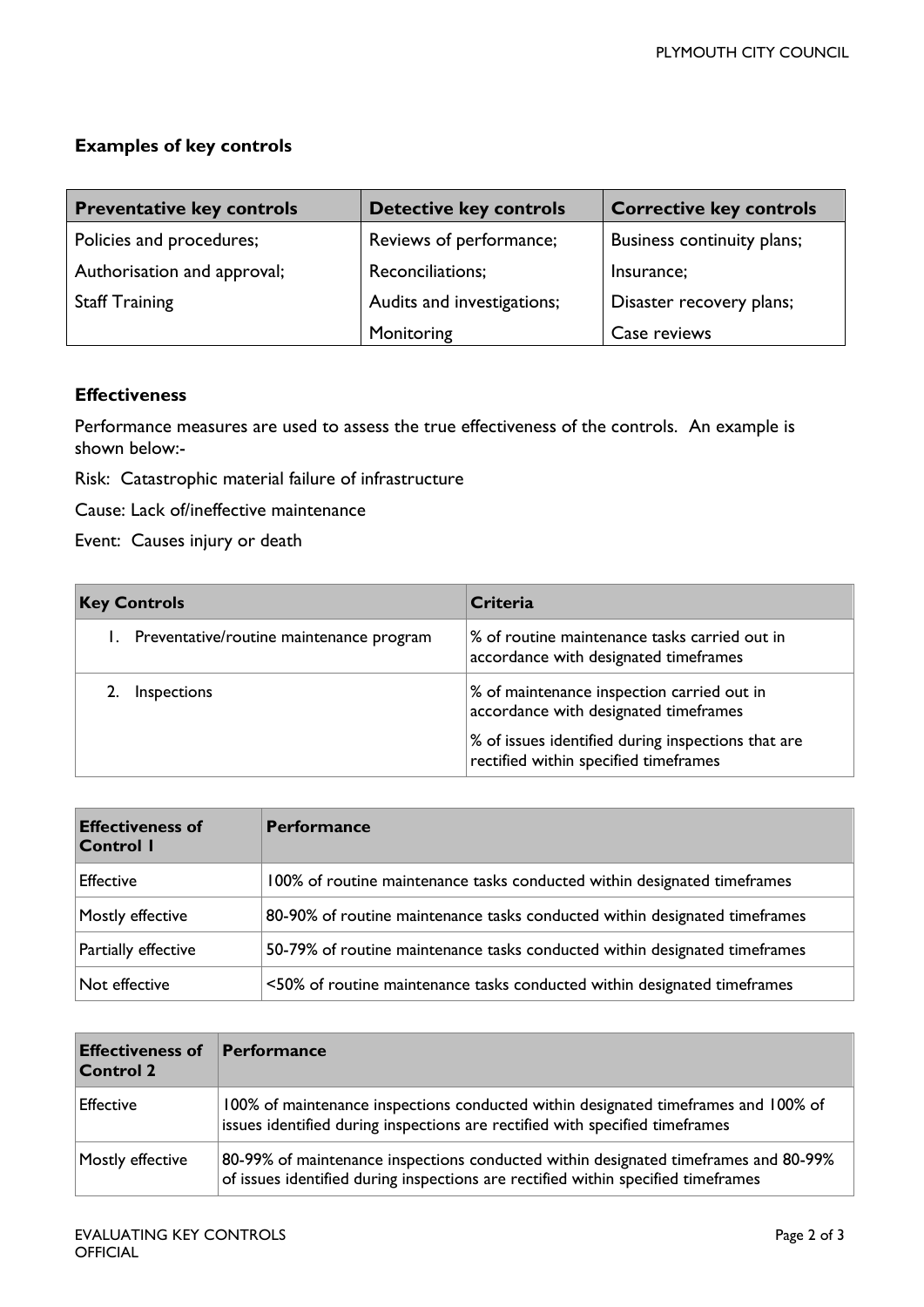## Examples of key controls

| Preventative key controls | Detective key controls | Corrective key controls |
|---|---|---|
| Policies and procedures; | Reviews of performance; | Business continuity plans; |
| Authorisation and approval; | Reconciliations; | Insurance; |
| Staff Training | Audits and investigations; | Disaster recovery plans; |
| | Monitoring | Case reviews |

## Effectiveness

Performance measures are used to assess the true effectiveness of the controls. An example is shown below:-

Risk: Catastrophic material failure of infrastructure

Cause: Lack of/ineffective maintenance

Event: Causes injury or death

| Key Controls | Criteria |
|---|---|
| 1. Preventative/routine maintenance program | % of routine maintenance tasks carried out in accordance with designated timeframes |
| 2. Inspections | % of maintenance inspection carried out in accordance with designated timeframes<br>% of issues identified during inspections that are rectified within specified timeframes |

| Effectiveness of Control 1 | Performance |
|---|---|
| Effective | 100% of routine maintenance tasks conducted within designated timeframes |
| Mostly effective | 80-90% of routine maintenance tasks conducted within designated timeframes |
| Partially effective | 50-79% of routine maintenance tasks conducted within designated timeframes |
| Not effective | <50% of routine maintenance tasks conducted within designated timeframes |

| Effectiveness of Control 2 | Performance |
|---|---|
| Effective | 100% of maintenance inspections conducted within designated timeframes and 100% of issues identified during inspections are rectified with specified timeframes |
| Mostly effective | 80-99% of maintenance inspections conducted within designated timeframes and 80-99% of issues identified during inspections are rectified within specified timeframes |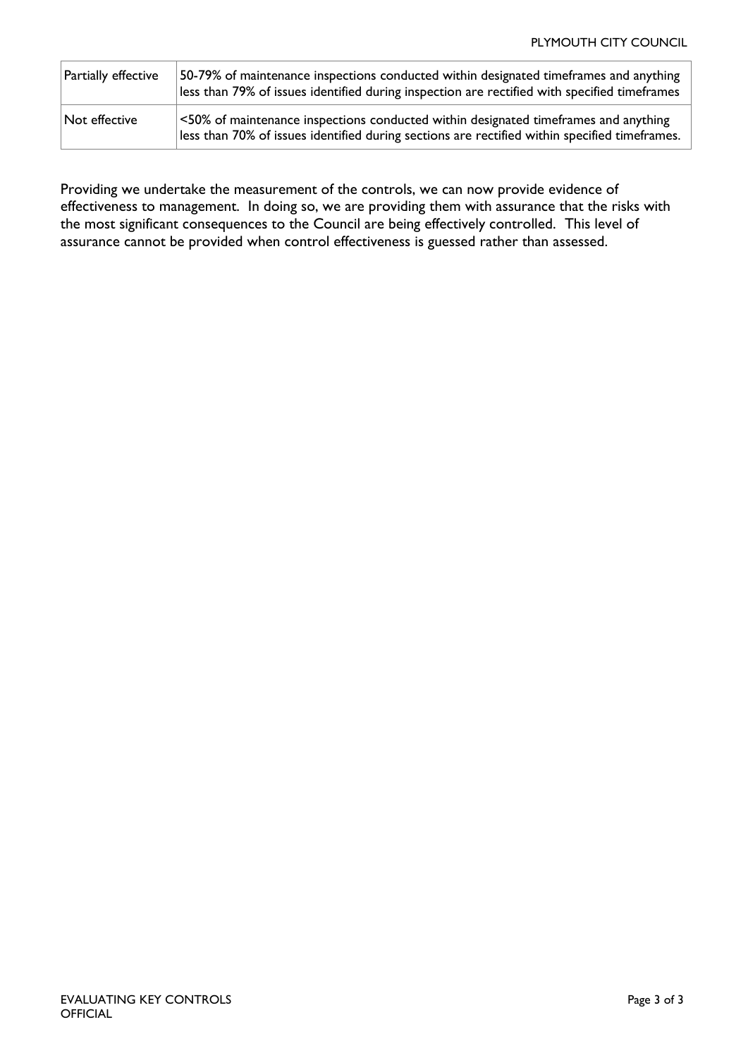| | |
|---|---|
| Partially effective | 50-79% of maintenance inspections conducted within designated timeframes and anything less than 79% of issues identified during inspection are rectified with specified timeframes |
| Not effective | <50% of maintenance inspections conducted within designated timeframes and anything less than 70% of issues identified during sections are rectified within specified timeframes. |

Providing we undertake the measurement of the controls, we can now provide evidence of effectiveness to management. In doing so, we are providing them with assurance that the risks with the most significant consequences to the Council are being effectively controlled. This level of assurance cannot be provided when control effectiveness is guessed rather than assessed.